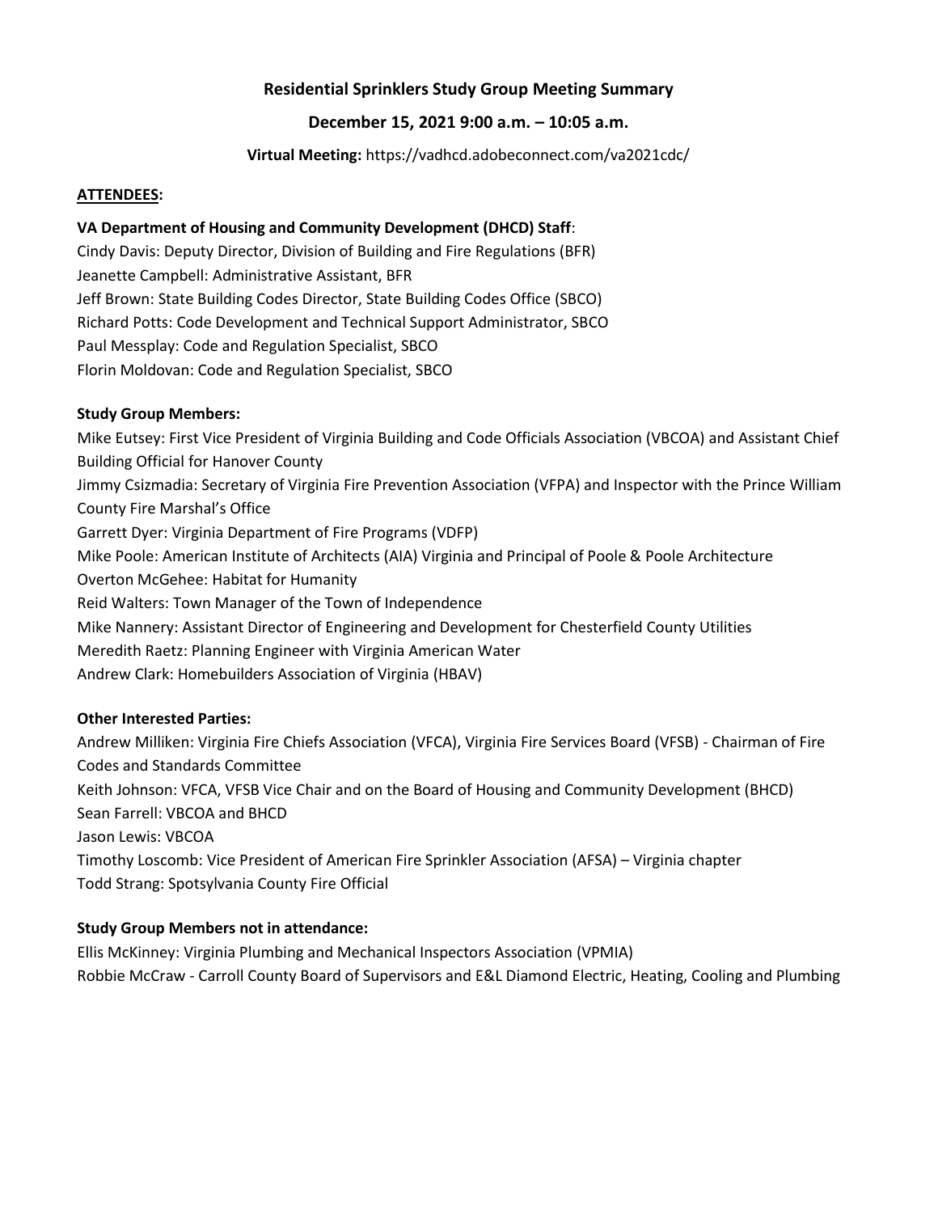# Residential Sprinklers Study Group Meeting Summary

## December 15, 2021 9:00 a.m. – 10:05 a.m.

**Virtual Meeting:** https://vadhcd.adobeconnect.com/va2021cdc/

**ATTENDEES:**

**VA Department of Housing and Community Development (DHCD) Staff**:

Cindy Davis: Deputy Director, Division of Building and Fire Regulations (BFR)
Jeanette Campbell: Administrative Assistant, BFR
Jeff Brown: State Building Codes Director, State Building Codes Office (SBCO)
Richard Potts: Code Development and Technical Support Administrator, SBCO
Paul Messplay: Code and Regulation Specialist, SBCO
Florin Moldovan: Code and Regulation Specialist, SBCO

**Study Group Members:**

Mike Eutsey: First Vice President of Virginia Building and Code Officials Association (VBCOA) and Assistant Chief Building Official for Hanover County
Jimmy Csizmadia: Secretary of Virginia Fire Prevention Association (VFPA) and Inspector with the Prince William County Fire Marshal's Office
Garrett Dyer: Virginia Department of Fire Programs (VDFP)
Mike Poole: American Institute of Architects (AIA) Virginia and Principal of Poole & Poole Architecture
Overton McGehee: Habitat for Humanity
Reid Walters: Town Manager of the Town of Independence
Mike Nannery: Assistant Director of Engineering and Development for Chesterfield County Utilities
Meredith Raetz: Planning Engineer with Virginia American Water
Andrew Clark: Homebuilders Association of Virginia (HBAV)

**Other Interested Parties:**

Andrew Milliken: Virginia Fire Chiefs Association (VFCA), Virginia Fire Services Board (VFSB) - Chairman of Fire Codes and Standards Committee
Keith Johnson: VFCA, VFSB Vice Chair and on the Board of Housing and Community Development (BHCD)
Sean Farrell: VBCOA and BHCD
Jason Lewis: VBCOA
Timothy Loscomb: Vice President of American Fire Sprinkler Association (AFSA) – Virginia chapter
Todd Strang: Spotsylvania County Fire Official

**Study Group Members not in attendance:**

Ellis McKinney: Virginia Plumbing and Mechanical Inspectors Association (VPMIA)
Robbie McCraw - Carroll County Board of Supervisors and E&L Diamond Electric, Heating, Cooling and Plumbing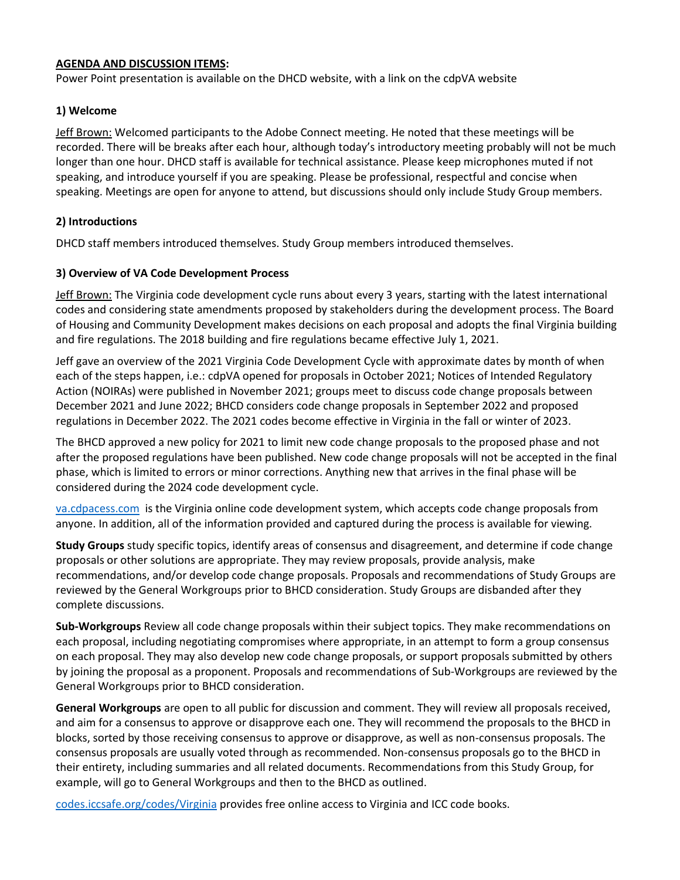**AGENDA AND DISCUSSION ITEMS:**

Power Point presentation is available on the DHCD website, with a link on the cdpVA website

### 1) Welcome

Jeff Brown: Welcomed participants to the Adobe Connect meeting. He noted that these meetings will be recorded. There will be breaks after each hour, although today's introductory meeting probably will not be much longer than one hour. DHCD staff is available for technical assistance. Please keep microphones muted if not speaking, and introduce yourself if you are speaking. Please be professional, respectful and concise when speaking. Meetings are open for anyone to attend, but discussions should only include Study Group members.

### 2) Introductions

DHCD staff members introduced themselves. Study Group members introduced themselves.

### 3) Overview of VA Code Development Process

Jeff Brown: The Virginia code development cycle runs about every 3 years, starting with the latest international codes and considering state amendments proposed by stakeholders during the development process. The Board of Housing and Community Development makes decisions on each proposal and adopts the final Virginia building and fire regulations. The 2018 building and fire regulations became effective July 1, 2021.

Jeff gave an overview of the 2021 Virginia Code Development Cycle with approximate dates by month of when each of the steps happen, i.e.: cdpVA opened for proposals in October 2021; Notices of Intended Regulatory Action (NOIRAs) were published in November 2021; groups meet to discuss code change proposals between December 2021 and June 2022; BHCD considers code change proposals in September 2022 and proposed regulations in December 2022. The 2021 codes become effective in Virginia in the fall or winter of 2023.

The BHCD approved a new policy for 2021 to limit new code change proposals to the proposed phase and not after the proposed regulations have been published. New code change proposals will not be accepted in the final phase, which is limited to errors or minor corrections. Anything new that arrives in the final phase will be considered during the 2024 code development cycle.

va.cdpacess.com is the Virginia online code development system, which accepts code change proposals from anyone. In addition, all of the information provided and captured during the process is available for viewing.

**Study Groups** study specific topics, identify areas of consensus and disagreement, and determine if code change proposals or other solutions are appropriate. They may review proposals, provide analysis, make recommendations, and/or develop code change proposals. Proposals and recommendations of Study Groups are reviewed by the General Workgroups prior to BHCD consideration. Study Groups are disbanded after they complete discussions.

**Sub-Workgroups** Review all code change proposals within their subject topics. They make recommendations on each proposal, including negotiating compromises where appropriate, in an attempt to form a group consensus on each proposal. They may also develop new code change proposals, or support proposals submitted by others by joining the proposal as a proponent. Proposals and recommendations of Sub-Workgroups are reviewed by the General Workgroups prior to BHCD consideration.

**General Workgroups** are open to all public for discussion and comment. They will review all proposals received, and aim for a consensus to approve or disapprove each one. They will recommend the proposals to the BHCD in blocks, sorted by those receiving consensus to approve or disapprove, as well as non-consensus proposals. The consensus proposals are usually voted through as recommended. Non-consensus proposals go to the BHCD in their entirety, including summaries and all related documents. Recommendations from this Study Group, for example, will go to General Workgroups and then to the BHCD as outlined.

codes.iccsafe.org/codes/Virginia provides free online access to Virginia and ICC code books.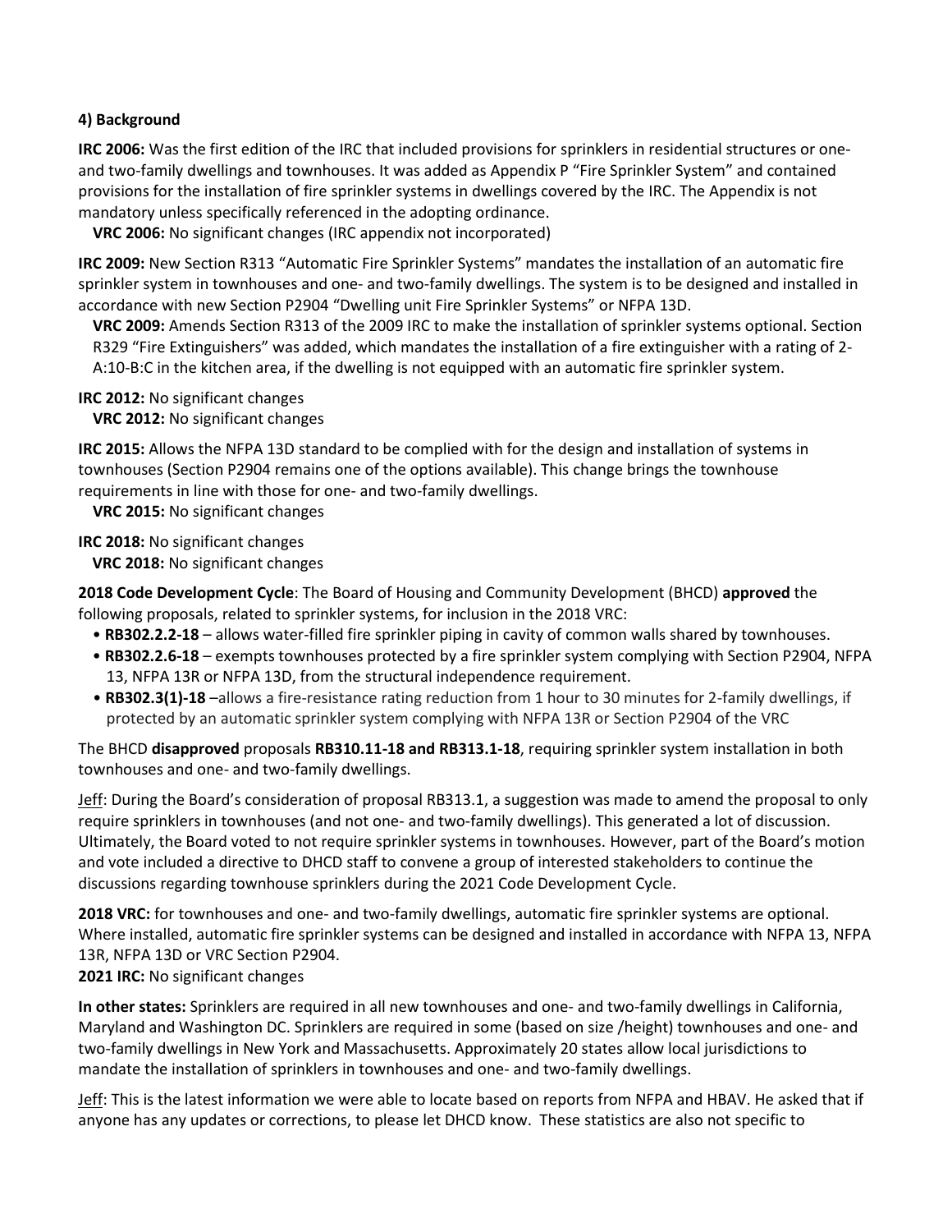**4) Background**

**IRC 2006:** Was the first edition of the IRC that included provisions for sprinklers in residential structures or one- and two-family dwellings and townhouses. It was added as Appendix P "Fire Sprinkler System" and contained provisions for the installation of fire sprinkler systems in dwellings covered by the IRC. The Appendix is not mandatory unless specifically referenced in the adopting ordinance.

**VRC 2006:** No significant changes (IRC appendix not incorporated)

**IRC 2009:** New Section R313 "Automatic Fire Sprinkler Systems" mandates the installation of an automatic fire sprinkler system in townhouses and one- and two-family dwellings. The system is to be designed and installed in accordance with new Section P2904 "Dwelling unit Fire Sprinkler Systems" or NFPA 13D.

**VRC 2009:** Amends Section R313 of the 2009 IRC to make the installation of sprinkler systems optional. Section R329 "Fire Extinguishers" was added, which mandates the installation of a fire extinguisher with a rating of 2-A:10-B:C in the kitchen area, if the dwelling is not equipped with an automatic fire sprinkler system.

**IRC 2012:** No significant changes

**VRC 2012:** No significant changes

**IRC 2015:** Allows the NFPA 13D standard to be complied with for the design and installation of systems in townhouses (Section P2904 remains one of the options available). This change brings the townhouse requirements in line with those for one- and two-family dwellings.

**VRC 2015:** No significant changes

**IRC 2018:** No significant changes

**VRC 2018:** No significant changes

**2018 Code Development Cycle**: The Board of Housing and Community Development (BHCD) **approved** the following proposals, related to sprinkler systems, for inclusion in the 2018 VRC:

- **RB302.2.2-18** – allows water-filled fire sprinkler piping in cavity of common walls shared by townhouses.
- **RB302.2.6-18** – exempts townhouses protected by a fire sprinkler system complying with Section P2904, NFPA 13, NFPA 13R or NFPA 13D, from the structural independence requirement.
- **RB302.3(1)-18** –allows a fire-resistance rating reduction from 1 hour to 30 minutes for 2-family dwellings, if protected by an automatic sprinkler system complying with NFPA 13R or Section P2904 of the VRC

The BHCD **disapproved** proposals **RB310.11-18 and RB313.1-18**, requiring sprinkler system installation in both townhouses and one- and two-family dwellings.

Jeff: During the Board's consideration of proposal RB313.1, a suggestion was made to amend the proposal to only require sprinklers in townhouses (and not one- and two-family dwellings). This generated a lot of discussion. Ultimately, the Board voted to not require sprinkler systems in townhouses. However, part of the Board's motion and vote included a directive to DHCD staff to convene a group of interested stakeholders to continue the discussions regarding townhouse sprinklers during the 2021 Code Development Cycle.

**2018 VRC:** for townhouses and one- and two-family dwellings, automatic fire sprinkler systems are optional. Where installed, automatic fire sprinkler systems can be designed and installed in accordance with NFPA 13, NFPA 13R, NFPA 13D or VRC Section P2904.

**2021 IRC:** No significant changes

**In other states:** Sprinklers are required in all new townhouses and one- and two-family dwellings in California, Maryland and Washington DC. Sprinklers are required in some (based on size /height) townhouses and one- and two-family dwellings in New York and Massachusetts. Approximately 20 states allow local jurisdictions to mandate the installation of sprinklers in townhouses and one- and two-family dwellings.

Jeff: This is the latest information we were able to locate based on reports from NFPA and HBAV. He asked that if anyone has any updates or corrections, to please let DHCD know. These statistics are also not specific to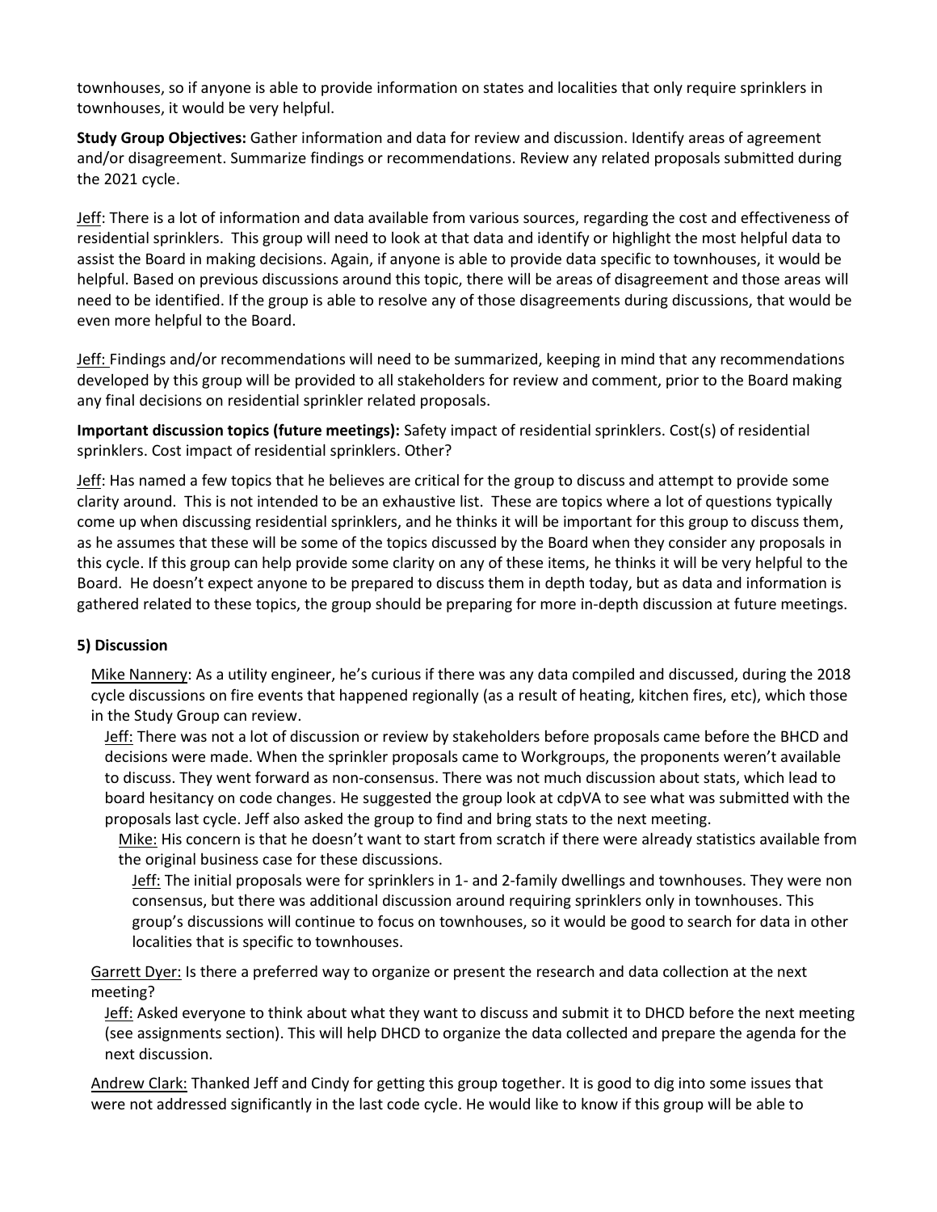townhouses, so if anyone is able to provide information on states and localities that only require sprinklers in townhouses, it would be very helpful.

**Study Group Objectives:** Gather information and data for review and discussion. Identify areas of agreement and/or disagreement. Summarize findings or recommendations. Review any related proposals submitted during the 2021 cycle.

Jeff: There is a lot of information and data available from various sources, regarding the cost and effectiveness of residential sprinklers. This group will need to look at that data and identify or highlight the most helpful data to assist the Board in making decisions. Again, if anyone is able to provide data specific to townhouses, it would be helpful. Based on previous discussions around this topic, there will be areas of disagreement and those areas will need to be identified. If the group is able to resolve any of those disagreements during discussions, that would be even more helpful to the Board.

Jeff: Findings and/or recommendations will need to be summarized, keeping in mind that any recommendations developed by this group will be provided to all stakeholders for review and comment, prior to the Board making any final decisions on residential sprinkler related proposals.

**Important discussion topics (future meetings):** Safety impact of residential sprinklers. Cost(s) of residential sprinklers. Cost impact of residential sprinklers. Other?

Jeff: Has named a few topics that he believes are critical for the group to discuss and attempt to provide some clarity around. This is not intended to be an exhaustive list. These are topics where a lot of questions typically come up when discussing residential sprinklers, and he thinks it will be important for this group to discuss them, as he assumes that these will be some of the topics discussed by the Board when they consider any proposals in this cycle. If this group can help provide some clarity on any of these items, he thinks it will be very helpful to the Board. He doesn't expect anyone to be prepared to discuss them in depth today, but as data and information is gathered related to these topics, the group should be preparing for more in-depth discussion at future meetings.

**5) Discussion**

Mike Nannery: As a utility engineer, he's curious if there was any data compiled and discussed, during the 2018 cycle discussions on fire events that happened regionally (as a result of heating, kitchen fires, etc), which those in the Study Group can review.

Jeff: There was not a lot of discussion or review by stakeholders before proposals came before the BHCD and decisions were made. When the sprinkler proposals came to Workgroups, the proponents weren't available to discuss. They went forward as non-consensus. There was not much discussion about stats, which lead to board hesitancy on code changes. He suggested the group look at cdpVA to see what was submitted with the proposals last cycle. Jeff also asked the group to find and bring stats to the next meeting.

Mike: His concern is that he doesn't want to start from scratch if there were already statistics available from the original business case for these discussions.

Jeff: The initial proposals were for sprinklers in 1- and 2-family dwellings and townhouses. They were non consensus, but there was additional discussion around requiring sprinklers only in townhouses. This group's discussions will continue to focus on townhouses, so it would be good to search for data in other localities that is specific to townhouses.

Garrett Dyer: Is there a preferred way to organize or present the research and data collection at the next meeting?

Jeff: Asked everyone to think about what they want to discuss and submit it to DHCD before the next meeting (see assignments section). This will help DHCD to organize the data collected and prepare the agenda for the next discussion.

Andrew Clark: Thanked Jeff and Cindy for getting this group together. It is good to dig into some issues that were not addressed significantly in the last code cycle. He would like to know if this group will be able to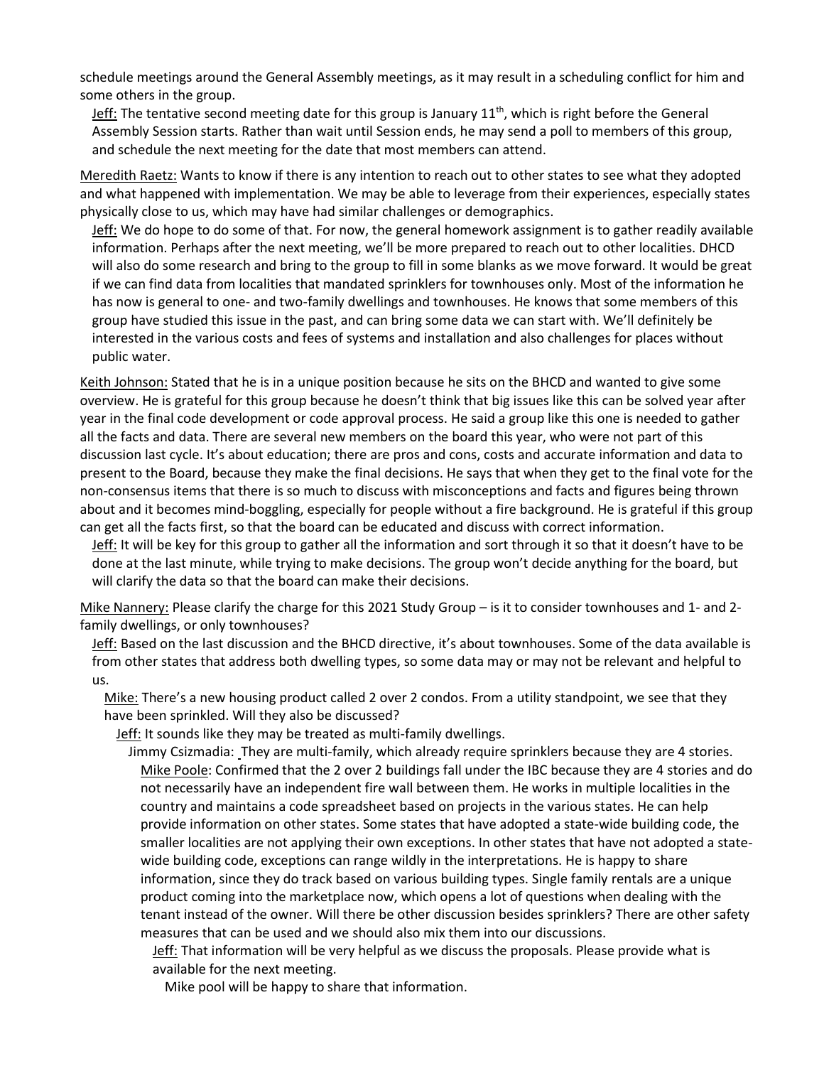schedule meetings around the General Assembly meetings, as it may result in a scheduling conflict for him and some others in the group.

Jeff: The tentative second meeting date for this group is January 11th, which is right before the General Assembly Session starts. Rather than wait until Session ends, he may send a poll to members of this group, and schedule the next meeting for the date that most members can attend.

Meredith Raetz: Wants to know if there is any intention to reach out to other states to see what they adopted and what happened with implementation. We may be able to leverage from their experiences, especially states physically close to us, which may have had similar challenges or demographics.

Jeff: We do hope to do some of that. For now, the general homework assignment is to gather readily available information. Perhaps after the next meeting, we'll be more prepared to reach out to other localities. DHCD will also do some research and bring to the group to fill in some blanks as we move forward. It would be great if we can find data from localities that mandated sprinklers for townhouses only. Most of the information he has now is general to one- and two-family dwellings and townhouses. He knows that some members of this group have studied this issue in the past, and can bring some data we can start with. We'll definitely be interested in the various costs and fees of systems and installation and also challenges for places without public water.

Keith Johnson: Stated that he is in a unique position because he sits on the BHCD and wanted to give some overview. He is grateful for this group because he doesn't think that big issues like this can be solved year after year in the final code development or code approval process. He said a group like this one is needed to gather all the facts and data. There are several new members on the board this year, who were not part of this discussion last cycle. It's about education; there are pros and cons, costs and accurate information and data to present to the Board, because they make the final decisions. He says that when they get to the final vote for the non-consensus items that there is so much to discuss with misconceptions and facts and figures being thrown about and it becomes mind-boggling, especially for people without a fire background. He is grateful if this group can get all the facts first, so that the board can be educated and discuss with correct information.

Jeff: It will be key for this group to gather all the information and sort through it so that it doesn't have to be done at the last minute, while trying to make decisions. The group won't decide anything for the board, but will clarify the data so that the board can make their decisions.

Mike Nannery: Please clarify the charge for this 2021 Study Group – is it to consider townhouses and 1- and 2-family dwellings, or only townhouses?

Jeff: Based on the last discussion and the BHCD directive, it's about townhouses. Some of the data available is from other states that address both dwelling types, so some data may or may not be relevant and helpful to us.

Mike: There's a new housing product called 2 over 2 condos. From a utility standpoint, we see that they have been sprinkled. Will they also be discussed?

Jeff: It sounds like they may be treated as multi-family dwellings.

Jimmy Csizmadia: They are multi-family, which already require sprinklers because they are 4 stories.

Mike Poole: Confirmed that the 2 over 2 buildings fall under the IBC because they are 4 stories and do not necessarily have an independent fire wall between them. He works in multiple localities in the country and maintains a code spreadsheet based on projects in the various states. He can help provide information on other states. Some states that have adopted a state-wide building code, the smaller localities are not applying their own exceptions. In other states that have not adopted a state-wide building code, exceptions can range wildly in the interpretations. He is happy to share information, since they do track based on various building types. Single family rentals are a unique product coming into the marketplace now, which opens a lot of questions when dealing with the tenant instead of the owner. Will there be other discussion besides sprinklers? There are other safety measures that can be used and we should also mix them into our discussions.

Jeff: That information will be very helpful as we discuss the proposals. Please provide what is available for the next meeting.

Mike pool will be happy to share that information.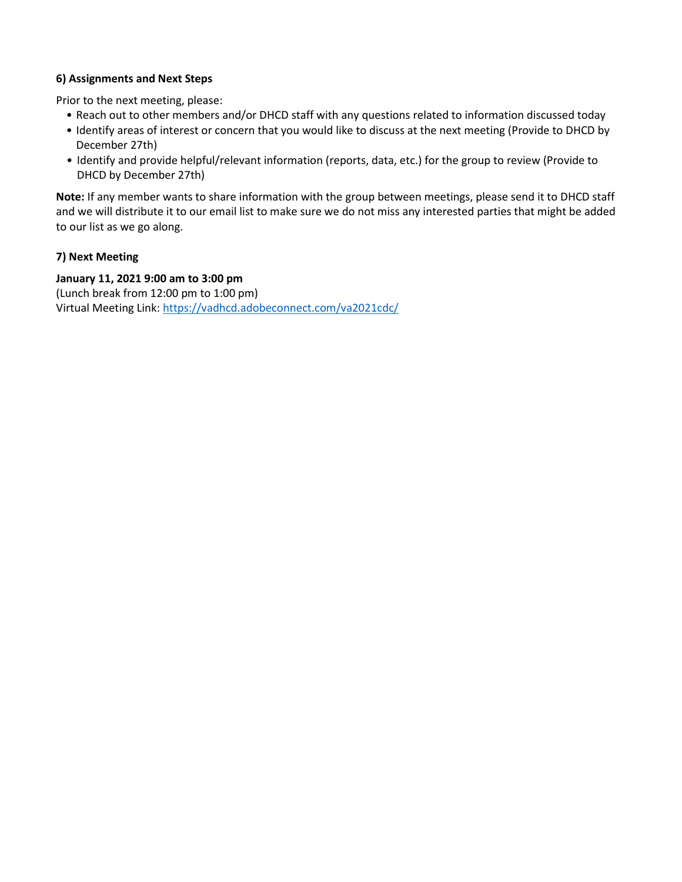**6) Assignments and Next Steps**

Prior to the next meeting, please:

- Reach out to other members and/or DHCD staff with any questions related to information discussed today
- Identify areas of interest or concern that you would like to discuss at the next meeting (Provide to DHCD by December 27th)
- Identify and provide helpful/relevant information (reports, data, etc.) for the group to review (Provide to DHCD by December 27th)

**Note:** If any member wants to share information with the group between meetings, please send it to DHCD staff and we will distribute it to our email list to make sure we do not miss any interested parties that might be added to our list as we go along.

**7) Next Meeting**

**January 11, 2021 9:00 am to 3:00 pm**
(Lunch break from 12:00 pm to 1:00 pm)
Virtual Meeting Link: https://vadhcd.adobeconnect.com/va2021cdc/